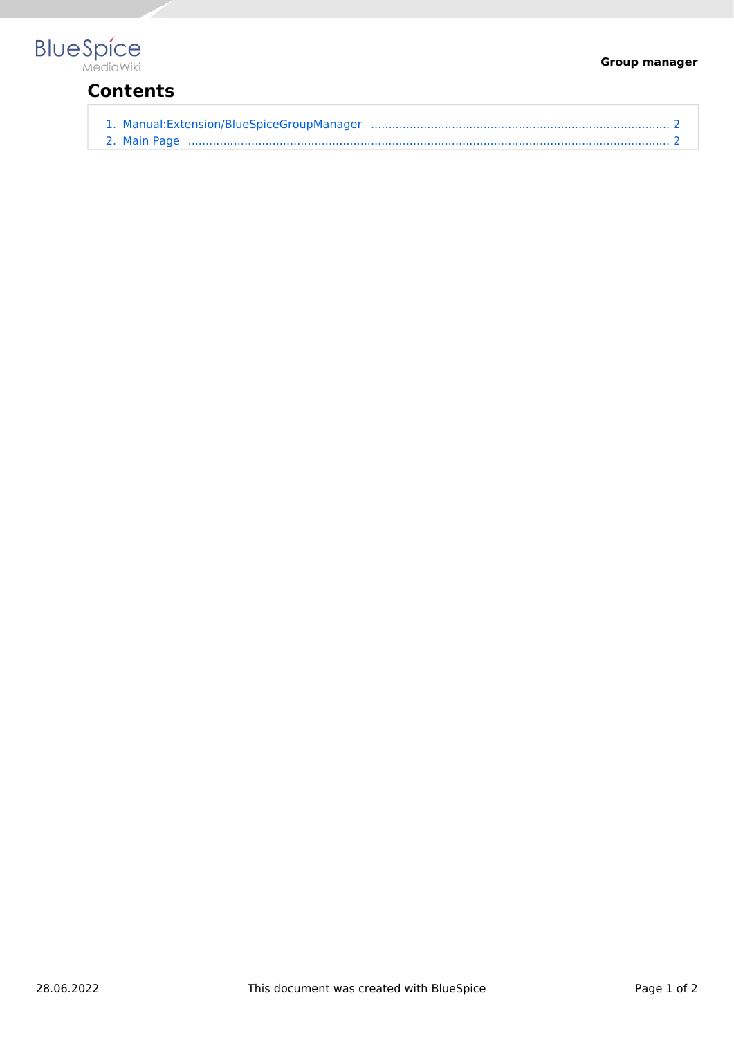# Contents

1. Manual:Extension/BlueSpiceGroupManager .................................................................................... 2
2. Main Page ........................................................................................................................................ 2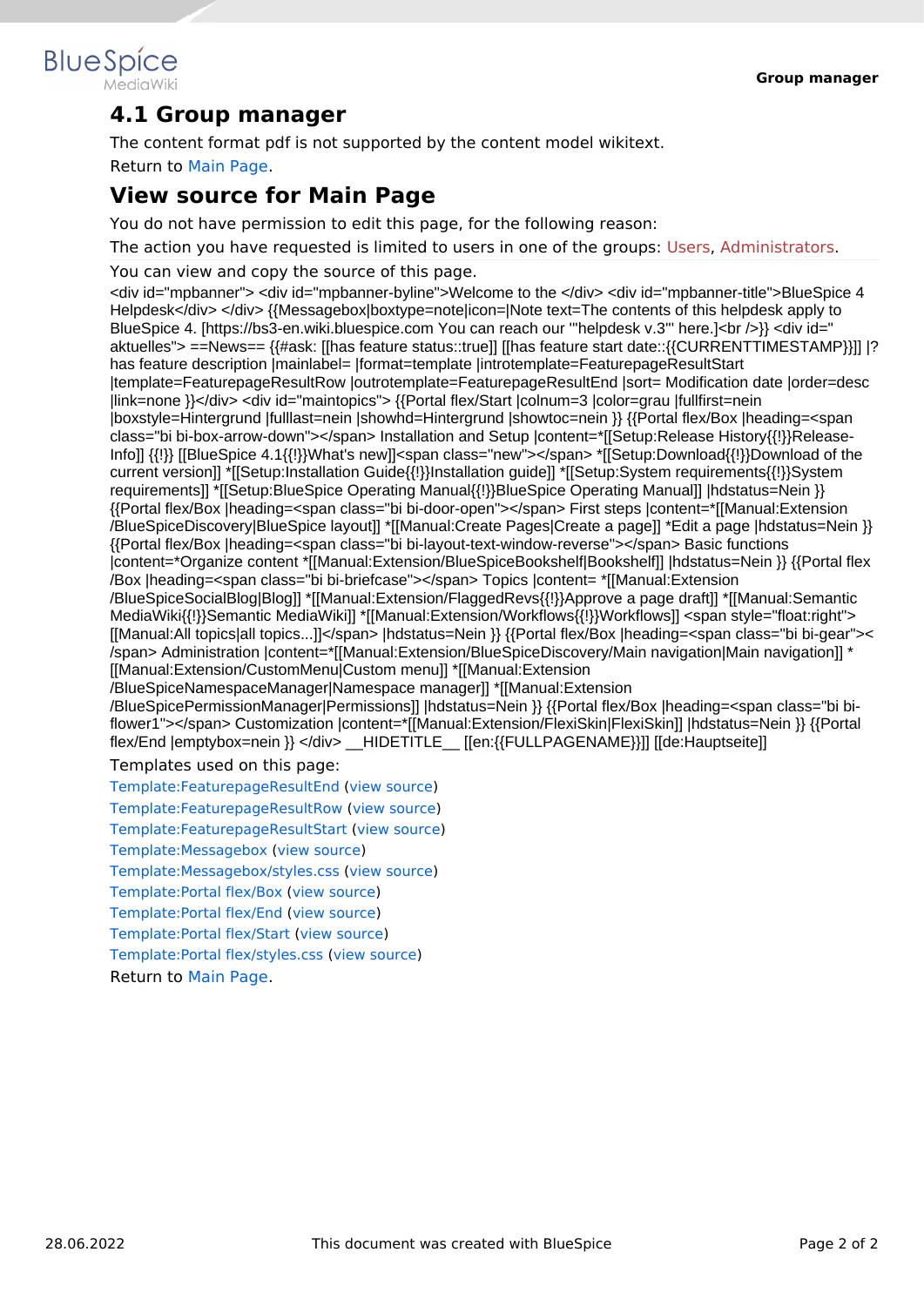## 4.1 Group manager

The content format pdf is not supported by the content model wikitext.

Return to Main Page.

## View source for Main Page

You do not have permission to edit this page, for the following reason:

The action you have requested is limited to users in one of the groups: Users, Administrators.

You can view and copy the source of this page.

<div id="mpbanner"> <div id="mpbanner-byline">Welcome to the </div> <div id="mpbanner-title">BlueSpice 4 Helpdesk</div> </div> {{Messagebox|boxtype=note|icon=|Note text=The contents of this helpdesk apply to BlueSpice 4. [https://bs3-en.wiki.bluespice.com You can reach our '''helpdesk v.3''' here.]<br />}} <div id=" aktuelles"> ==News== {{#ask: [[has feature status::true]] [[has feature start date::{{CURRENTTIMESTAMP}}]] |?has feature description |mainlabel= |format=template |introtemplate=FeaturepageResultStart |template=FeaturepageResultRow |outrotemplate=FeaturepageResultEnd |sort= Modification date |order=desc |link=none }}</div> <div id="maintopics"> {{Portal flex/Start |colnum=3 |color=grau |fullfirst=nein |boxstyle=Hintergrund |fulllast=nein |showhd=Hintergrund |showtoc=nein }} {{Portal flex/Box |heading=<span class="bi bi-box-arrow-down"></span> Installation and Setup |content=*[[Setup:Release History{{!}}Release-Info]] {{!}} [[BlueSpice 4.1{{!}}What's new]]<span class="new"></span> *[[Setup:Download{{!}}Download of the current version]] *[[Setup:Installation Guide{{!}}Installation guide]] *[[Setup:System requirements{{!}}System requirements]] *[[Setup:BlueSpice Operating Manual{{!}}BlueSpice Operating Manual]] |hdstatus=Nein }} {{Portal flex/Box |heading=<span class="bi bi-door-open"></span> First steps |content=*[[Manual:Extension /BlueSpiceDiscovery|BlueSpice layout]] *[[Manual:Create Pages|Create a page]] *Edit a page |hdstatus=Nein }} {{Portal flex/Box |heading=<span class="bi bi-layout-text-window-reverse"></span> Basic functions |content=*Organize content *[[Manual:Extension/BlueSpiceBookshelf|Bookshelf]] |hdstatus=Nein }} {{Portal flex /Box |heading=<span class="bi bi-briefcase"></span> Topics |content= *[[Manual:Extension /BlueSpiceSocialBlog|Blog]] *[[Manual:Extension/FlaggedRevs{{!}}Approve a page draft]] *[[Manual:Semantic MediaWiki{{!}}Semantic MediaWiki]] *[[Manual:Extension/Workflows{{!}}Workflows]] <span style="float:right"> [[Manual:All topics|all topics...]]</span> |hdstatus=Nein }} {{Portal flex/Box |heading=<span class="bi bi-gear">< /span> Administration |content=*[[Manual:Extension/BlueSpiceDiscovery/Main navigation|Main navigation]] * [[Manual:Extension/CustomMenu|Custom menu]] *[[Manual:Extension /BlueSpiceNamespaceManager|Namespace manager]] *[[Manual:Extension /BlueSpicePermissionManager|Permissions]] |hdstatus=Nein }} {{Portal flex/Box |heading=<span class="bi bi-flower1"></span> Customization |content=*[[Manual:Extension/FlexiSkin|FlexiSkin]] |hdstatus=Nein }} {{Portal flex/End |emptybox=nein }} </div> __HIDETITLE__ [[en:{{FULLPAGENAME}}]] [[de:Hauptseite]]

Templates used on this page:

- Template:FeaturepageResultEnd (view source)
- Template:FeaturepageResultRow (view source)
- Template:FeaturepageResultStart (view source)
- Template:Messagebox (view source)
- Template:Messagebox/styles.css (view source)
- Template:Portal flex/Box (view source)
- Template:Portal flex/End (view source)
- Template:Portal flex/Start (view source)
- Template:Portal flex/styles.css (view source)

Return to Main Page.